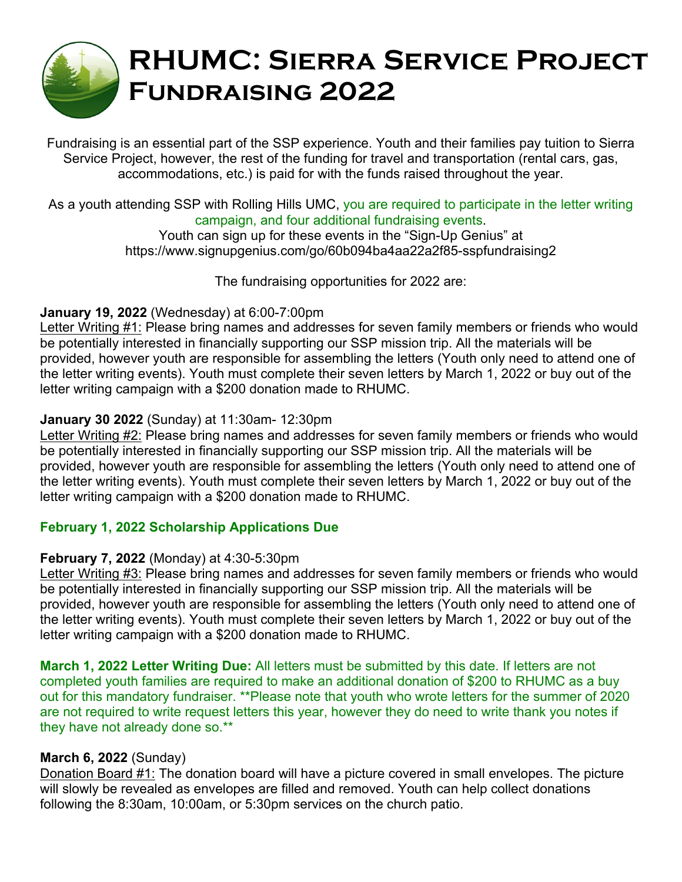# RHUMC: Sierra Service Project Fundraising 2022

Fundraising is an essential part of the SSP experience. Youth and their families pay tuition to Sierra Service Project, however, the rest of the funding for travel and transportation (rental cars, gas, accommodations, etc.) is paid for with the funds raised throughout the year.

As a youth attending SSP with Rolling Hills UMC, you are required to participate in the letter writing campaign, and four additional fundraising events.
Youth can sign up for these events in the "Sign-Up Genius" at https://www.signupgenius.com/go/60b094ba4aa22a2f85-sspfundraising2

The fundraising opportunities for 2022 are:

**January 19, 2022** (Wednesday) at 6:00-7:00pm
Letter Writing #1: Please bring names and addresses for seven family members or friends who would be potentially interested in financially supporting our SSP mission trip. All the materials will be provided, however youth are responsible for assembling the letters (Youth only need to attend one of the letter writing events). Youth must complete their seven letters by March 1, 2022 or buy out of the letter writing campaign with a $200 donation made to RHUMC.

**January 30 2022** (Sunday) at 11:30am- 12:30pm
Letter Writing #2: Please bring names and addresses for seven family members or friends who would be potentially interested in financially supporting our SSP mission trip. All the materials will be provided, however youth are responsible for assembling the letters (Youth only need to attend one of the letter writing events). Youth must complete their seven letters by March 1, 2022 or buy out of the letter writing campaign with a $200 donation made to RHUMC.

**February 1, 2022 Scholarship Applications Due**

**February 7, 2022** (Monday) at 4:30-5:30pm
Letter Writing #3: Please bring names and addresses for seven family members or friends who would be potentially interested in financially supporting our SSP mission trip. All the materials will be provided, however youth are responsible for assembling the letters (Youth only need to attend one of the letter writing events). Youth must complete their seven letters by March 1, 2022 or buy out of the letter writing campaign with a $200 donation made to RHUMC.

**March 1, 2022 Letter Writing Due:** All letters must be submitted by this date. If letters are not completed youth families are required to make an additional donation of $200 to RHUMC as a buy out for this mandatory fundraiser. **Please note that youth who wrote letters for the summer of 2020 are not required to write request letters this year, however they do need to write thank you notes if they have not already done so.**

**March 6, 2022** (Sunday)
Donation Board #1: The donation board will have a picture covered in small envelopes. The picture will slowly be revealed as envelopes are filled and removed. Youth can help collect donations following the 8:30am, 10:00am, or 5:30pm services on the church patio.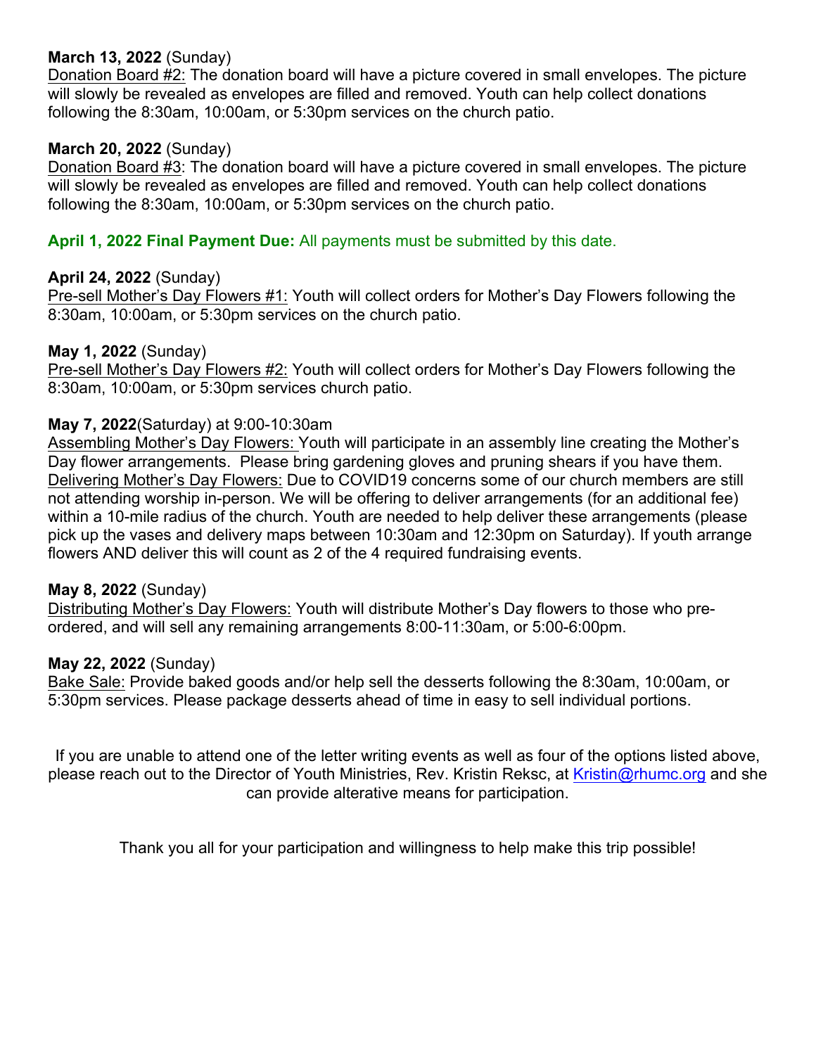**March 13, 2022** (Sunday)
Donation Board #2: The donation board will have a picture covered in small envelopes. The picture will slowly be revealed as envelopes are filled and removed. Youth can help collect donations following the 8:30am, 10:00am, or 5:30pm services on the church patio.

**March 20, 2022** (Sunday)
Donation Board #3: The donation board will have a picture covered in small envelopes. The picture will slowly be revealed as envelopes are filled and removed. Youth can help collect donations following the 8:30am, 10:00am, or 5:30pm services on the church patio.

**April 1, 2022 Final Payment Due:** All payments must be submitted by this date.

**April 24, 2022** (Sunday)
Pre-sell Mother's Day Flowers #1: Youth will collect orders for Mother's Day Flowers following the 8:30am, 10:00am, or 5:30pm services on the church patio.

**May 1, 2022** (Sunday)
Pre-sell Mother's Day Flowers #2: Youth will collect orders for Mother's Day Flowers following the 8:30am, 10:00am, or 5:30pm services church patio.

**May 7, 2022**(Saturday) at 9:00-10:30am
Assembling Mother's Day Flowers: Youth will participate in an assembly line creating the Mother's Day flower arrangements. Please bring gardening gloves and pruning shears if you have them.
Delivering Mother's Day Flowers: Due to COVID19 concerns some of our church members are still not attending worship in-person. We will be offering to deliver arrangements (for an additional fee) within a 10-mile radius of the church. Youth are needed to help deliver these arrangements (please pick up the vases and delivery maps between 10:30am and 12:30pm on Saturday). If youth arrange flowers AND deliver this will count as 2 of the 4 required fundraising events.

**May 8, 2022** (Sunday)
Distributing Mother's Day Flowers: Youth will distribute Mother's Day flowers to those who pre-ordered, and will sell any remaining arrangements 8:00-11:30am, or 5:00-6:00pm.

**May 22, 2022** (Sunday)
Bake Sale: Provide baked goods and/or help sell the desserts following the 8:30am, 10:00am, or 5:30pm services. Please package desserts ahead of time in easy to sell individual portions.

If you are unable to attend one of the letter writing events as well as four of the options listed above, please reach out to the Director of Youth Ministries, Rev. Kristin Reksc, at Kristin@rhumc.org and she can provide alterative means for participation.

Thank you all for your participation and willingness to help make this trip possible!